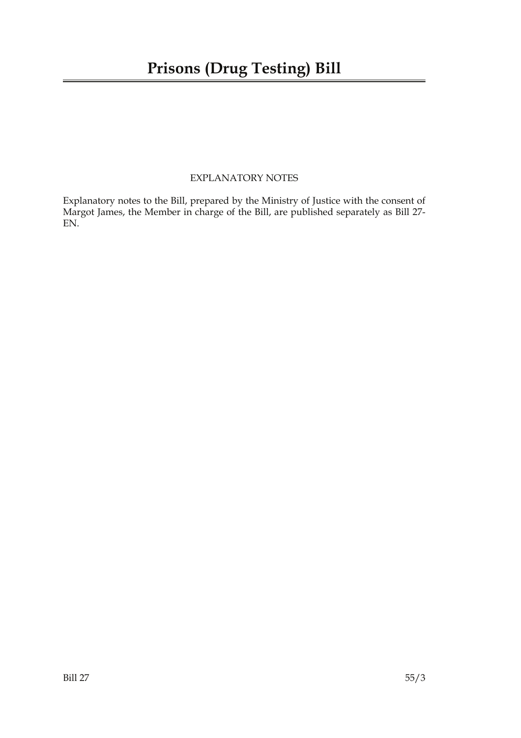# Prisons (Drug Testing) Bill

EXPLANATORY NOTES

Explanatory notes to the Bill, prepared by the Ministry of Justice with the consent of Margot James, the Member in charge of the Bill, are published separately as Bill 27-EN.

Bill 27　　55/3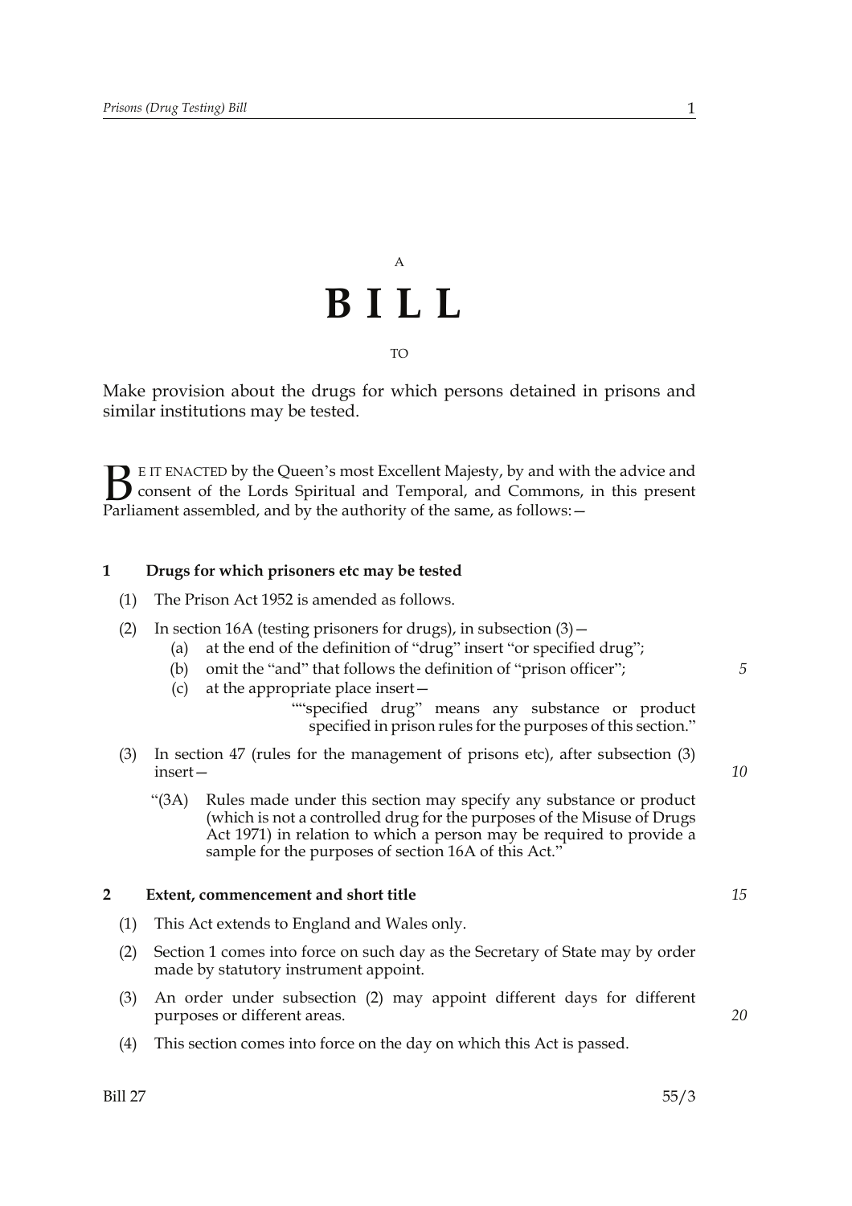A

# B I L L

TO

Make provision about the drugs for which persons detained in prisons and similar institutions may be tested.

BE IT ENACTED by the Queen's most Excellent Majesty, by and with the advice and consent of the Lords Spiritual and Temporal, and Commons, in this present Parliament assembled, and by the authority of the same, as follows:—

### 1 Drugs for which prisoners etc may be tested

(1) The Prison Act 1952 is amended as follows.

(2) In section 16A (testing prisoners for drugs), in subsection (3)—

- (a) at the end of the definition of "drug" insert "or specified drug";
- (b) omit the "and" that follows the definition of "prison officer";
- (c) at the appropriate place insert—

  ""specified drug" means any substance or product specified in prison rules for the purposes of this section."

(3) In section 47 (rules for the management of prisons etc), after subsection (3) insert—

"(3A) Rules made under this section may specify any substance or product (which is not a controlled drug for the purposes of the Misuse of Drugs Act 1971) in relation to which a person may be required to provide a sample for the purposes of section 16A of this Act."

### 2 Extent, commencement and short title

(1) This Act extends to England and Wales only.

(2) Section 1 comes into force on such day as the Secretary of State may by order made by statutory instrument appoint.

(3) An order under subsection (2) may appoint different days for different purposes or different areas.

(4) This section comes into force on the day on which this Act is passed.

Bill 27 55/3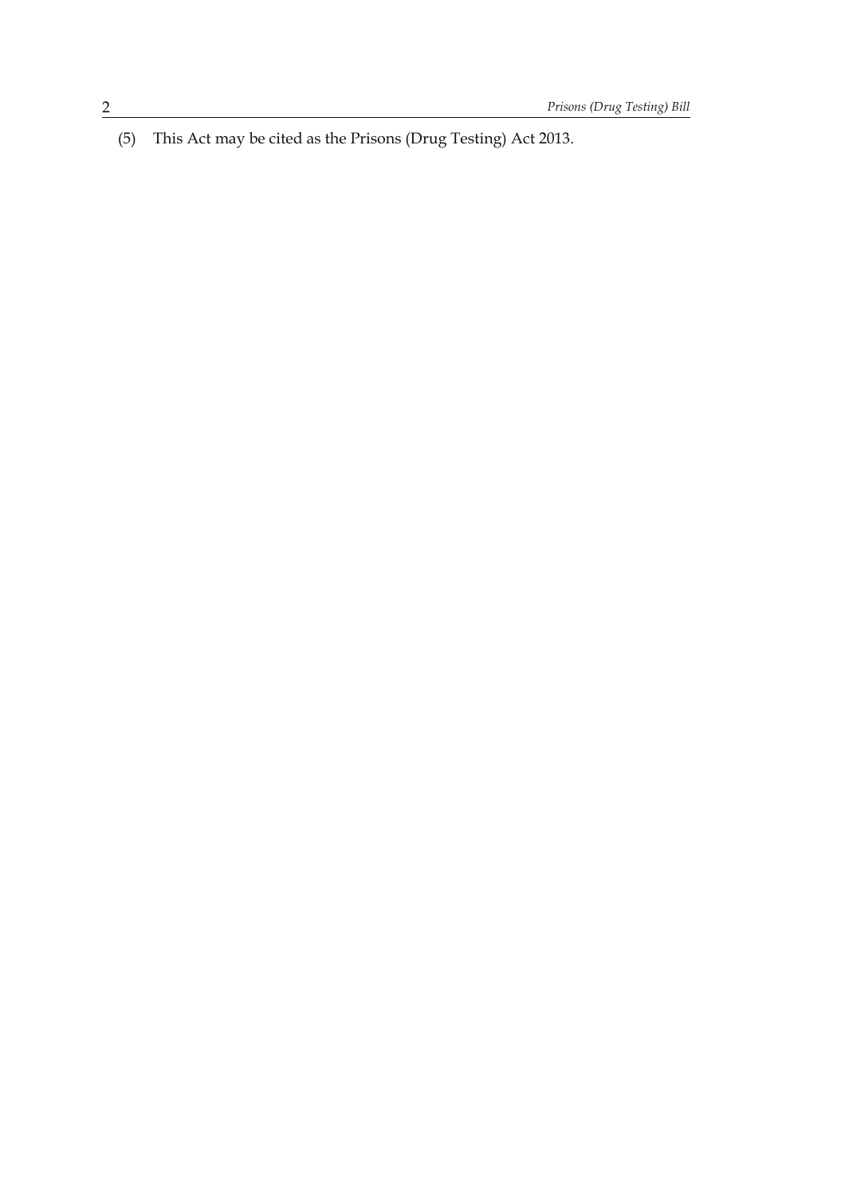(5) This Act may be cited as the Prisons (Drug Testing) Act 2013.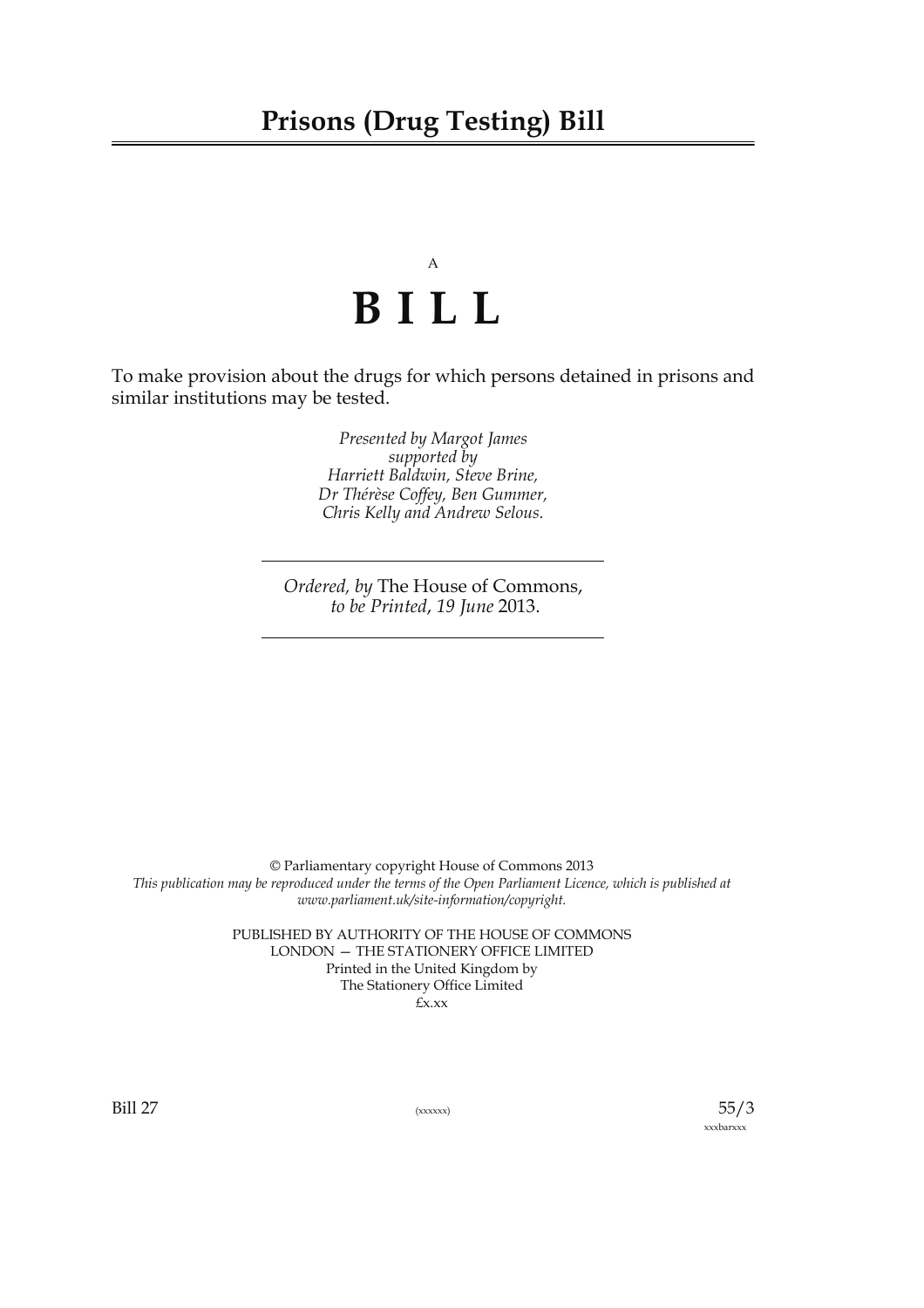# Prisons (Drug Testing) Bill

A

# B I L L

To make provision about the drugs for which persons detained in prisons and similar institutions may be tested.

*Presented by Margot James*
*supported by*
*Harriett Baldwin, Steve Brine,*
*Dr Thérèse Coffey, Ben Gummer,*
*Chris Kelly and Andrew Selous.*

---

*Ordered, by* The House of Commons, *to be Printed, 19 June* 2013.

---

© Parliamentary copyright House of Commons 2013
*This publication may be reproduced under the terms of the Open Parliament Licence, which is published at www.parliament.uk/site-information/copyright.*

PUBLISHED BY AUTHORITY OF THE HOUSE OF COMMONS
LONDON — THE STATIONERY OFFICE LIMITED
Printed in the United Kingdom by
The Stationery Office Limited
£x.xx

Bill 27 (xxxxxx) 55/3

xxxbarxxx